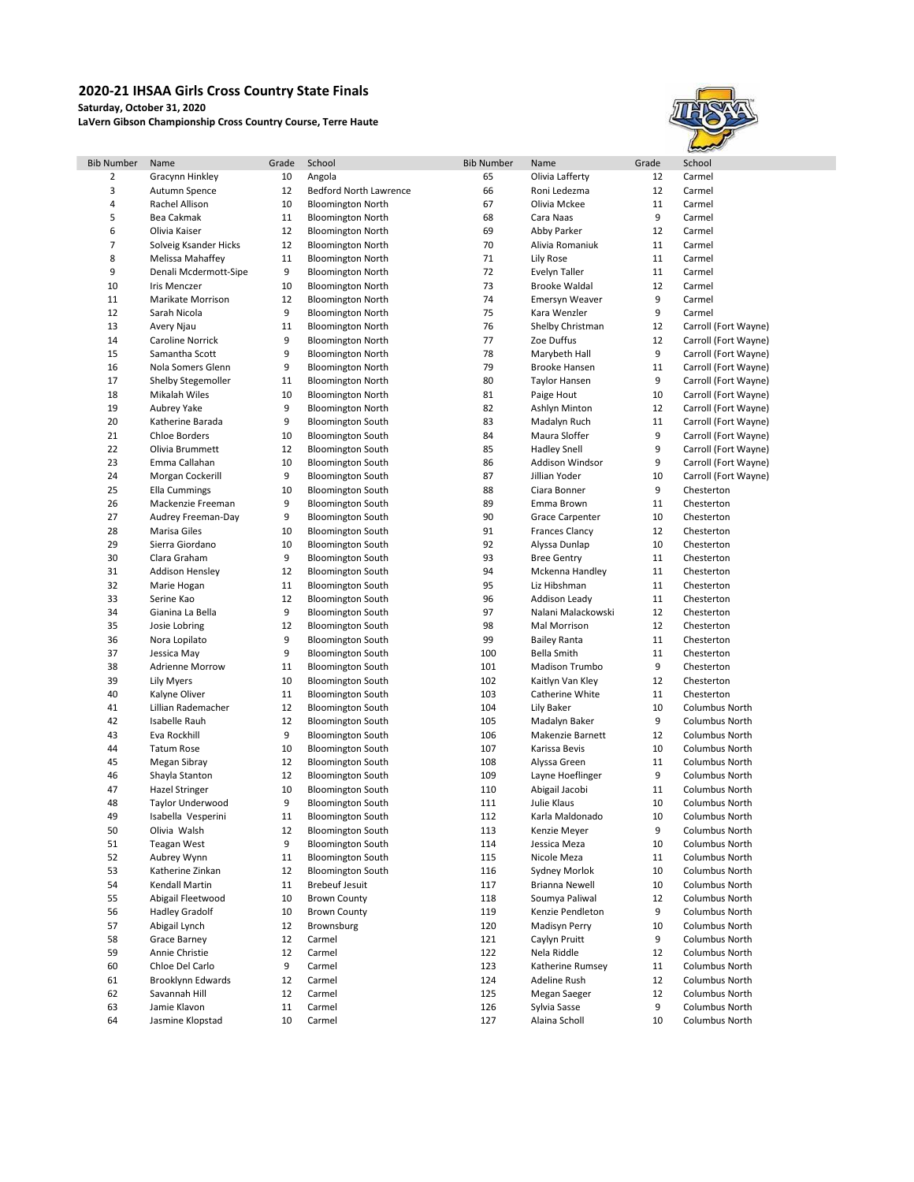## 2020-21 IHSAA Girls Cross Country State Finals

**Saturday, October 31, 2020**

**LaVern Gibson Championship Cross Country Course, Terre Haute**

| Bib Number | Name | Grade | School | Bib Number | Name | Grade | School |
|---|---|---|---|---|---|---|---|
| 2 | Gracynn Hinkley | 10 | Angola | 65 | Olivia Lafferty | 12 | Carmel |
| 3 | Autumn Spence | 12 | Bedford North Lawrence | 66 | Roni Ledezma | 12 | Carmel |
| 4 | Rachel Allison | 10 | Bloomington North | 67 | Olivia Mckee | 11 | Carmel |
| 5 | Bea Cakmak | 11 | Bloomington North | 68 | Cara Naas | 9 | Carmel |
| 6 | Olivia Kaiser | 12 | Bloomington North | 69 | Abby Parker | 12 | Carmel |
| 7 | Solveig Ksander Hicks | 12 | Bloomington North | 70 | Alivia Romaniuk | 11 | Carmel |
| 8 | Melissa Mahaffey | 11 | Bloomington North | 71 | Lily Rose | 11 | Carmel |
| 9 | Denali Mcdermott-Sipe | 9 | Bloomington North | 72 | Evelyn Taller | 11 | Carmel |
| 10 | Iris Menczer | 10 | Bloomington North | 73 | Brooke Waldal | 12 | Carmel |
| 11 | Marikate Morrison | 12 | Bloomington North | 74 | Emersyn Weaver | 9 | Carmel |
| 12 | Sarah Nicola | 9 | Bloomington North | 75 | Kara Wenzler | 9 | Carmel |
| 13 | Avery Njau | 11 | Bloomington North | 76 | Shelby Christman | 12 | Carroll (Fort Wayne) |
| 14 | Caroline Norrick | 9 | Bloomington North | 77 | Zoe Duffus | 12 | Carroll (Fort Wayne) |
| 15 | Samantha Scott | 9 | Bloomington North | 78 | Marybeth Hall | 9 | Carroll (Fort Wayne) |
| 16 | Nola Somers Glenn | 9 | Bloomington North | 79 | Brooke Hansen | 11 | Carroll (Fort Wayne) |
| 17 | Shelby Stegemoller | 11 | Bloomington North | 80 | Taylor Hansen | 9 | Carroll (Fort Wayne) |
| 18 | Mikalah Wiles | 10 | Bloomington North | 81 | Paige Hout | 10 | Carroll (Fort Wayne) |
| 19 | Aubrey Yake | 9 | Bloomington North | 82 | Ashlyn Minton | 12 | Carroll (Fort Wayne) |
| 20 | Katherine Barada | 9 | Bloomington South | 83 | Madalyn Ruch | 11 | Carroll (Fort Wayne) |
| 21 | Chloe Borders | 10 | Bloomington South | 84 | Maura Sloffer | 9 | Carroll (Fort Wayne) |
| 22 | Olivia Brummett | 12 | Bloomington South | 85 | Hadley Snell | 9 | Carroll (Fort Wayne) |
| 23 | Emma Callahan | 10 | Bloomington South | 86 | Addison Windsor | 9 | Carroll (Fort Wayne) |
| 24 | Morgan Cockerill | 9 | Bloomington South | 87 | Jillian Yoder | 10 | Carroll (Fort Wayne) |
| 25 | Ella Cummings | 10 | Bloomington South | 88 | Ciara Bonner | 9 | Chesterton |
| 26 | Mackenzie Freeman | 9 | Bloomington South | 89 | Emma Brown | 11 | Chesterton |
| 27 | Audrey Freeman-Day | 9 | Bloomington South | 90 | Grace Carpenter | 10 | Chesterton |
| 28 | Marisa Giles | 10 | Bloomington South | 91 | Frances Clancy | 12 | Chesterton |
| 29 | Sierra Giordano | 10 | Bloomington South | 92 | Alyssa Dunlap | 10 | Chesterton |
| 30 | Clara Graham | 9 | Bloomington South | 93 | Bree Gentry | 11 | Chesterton |
| 31 | Addison Hensley | 12 | Bloomington South | 94 | Mckenna Handley | 11 | Chesterton |
| 32 | Marie Hogan | 11 | Bloomington South | 95 | Liz Hibshman | 11 | Chesterton |
| 33 | Serine Kao | 12 | Bloomington South | 96 | Addison Leady | 11 | Chesterton |
| 34 | Gianina La Bella | 9 | Bloomington South | 97 | Nalani Malackowski | 12 | Chesterton |
| 35 | Josie Lobring | 12 | Bloomington South | 98 | Mal Morrison | 12 | Chesterton |
| 36 | Nora Lopilato | 9 | Bloomington South | 99 | Bailey Ranta | 11 | Chesterton |
| 37 | Jessica May | 9 | Bloomington South | 100 | Bella Smith | 11 | Chesterton |
| 38 | Adrienne Morrow | 11 | Bloomington South | 101 | Madison Trumbo | 9 | Chesterton |
| 39 | Lily Myers | 10 | Bloomington South | 102 | Kaitlyn Van Kley | 12 | Chesterton |
| 40 | Kalyne Oliver | 11 | Bloomington South | 103 | Catherine White | 11 | Chesterton |
| 41 | Lillian Rademacher | 12 | Bloomington South | 104 | Lily Baker | 10 | Columbus North |
| 42 | Isabelle Rauh | 12 | Bloomington South | 105 | Madalyn Baker | 9 | Columbus North |
| 43 | Eva Rockhill | 9 | Bloomington South | 106 | Makenzie Barnett | 12 | Columbus North |
| 44 | Tatum Rose | 10 | Bloomington South | 107 | Karissa Bevis | 10 | Columbus North |
| 45 | Megan Sibray | 12 | Bloomington South | 108 | Alyssa Green | 11 | Columbus North |
| 46 | Shayla Stanton | 12 | Bloomington South | 109 | Layne Hoeflinger | 9 | Columbus North |
| 47 | Hazel Stringer | 10 | Bloomington South | 110 | Abigail Jacobi | 11 | Columbus North |
| 48 | Taylor Underwood | 9 | Bloomington South | 111 | Julie Klaus | 10 | Columbus North |
| 49 | Isabella Vesperini | 11 | Bloomington South | 112 | Karla Maldonado | 10 | Columbus North |
| 50 | Olivia Walsh | 12 | Bloomington South | 113 | Kenzie Meyer | 9 | Columbus North |
| 51 | Teagan West | 9 | Bloomington South | 114 | Jessica Meza | 10 | Columbus North |
| 52 | Aubrey Wynn | 11 | Bloomington South | 115 | Nicole Meza | 11 | Columbus North |
| 53 | Katherine Zinkan | 12 | Bloomington South | 116 | Sydney Morlok | 10 | Columbus North |
| 54 | Kendall Martin | 11 | Brebeuf Jesuit | 117 | Brianna Newell | 10 | Columbus North |
| 55 | Abigail Fleetwood | 10 | Brown County | 118 | Soumya Paliwal | 12 | Columbus North |
| 56 | Hadley Gradolf | 10 | Brown County | 119 | Kenzie Pendleton | 9 | Columbus North |
| 57 | Abigail Lynch | 12 | Brownsburg | 120 | Madisyn Perry | 10 | Columbus North |
| 58 | Grace Barney | 12 | Carmel | 121 | Caylyn Pruitt | 9 | Columbus North |
| 59 | Annie Christie | 12 | Carmel | 122 | Nela Riddle | 12 | Columbus North |
| 60 | Chloe Del Carlo | 9 | Carmel | 123 | Katherine Rumsey | 11 | Columbus North |
| 61 | Brooklynn Edwards | 12 | Carmel | 124 | Adeline Rush | 12 | Columbus North |
| 62 | Savannah Hill | 12 | Carmel | 125 | Megan Saeger | 12 | Columbus North |
| 63 | Jamie Klavon | 11 | Carmel | 126 | Sylvia Sasse | 9 | Columbus North |
| 64 | Jasmine Klopstad | 10 | Carmel | 127 | Alaina Scholl | 10 | Columbus North |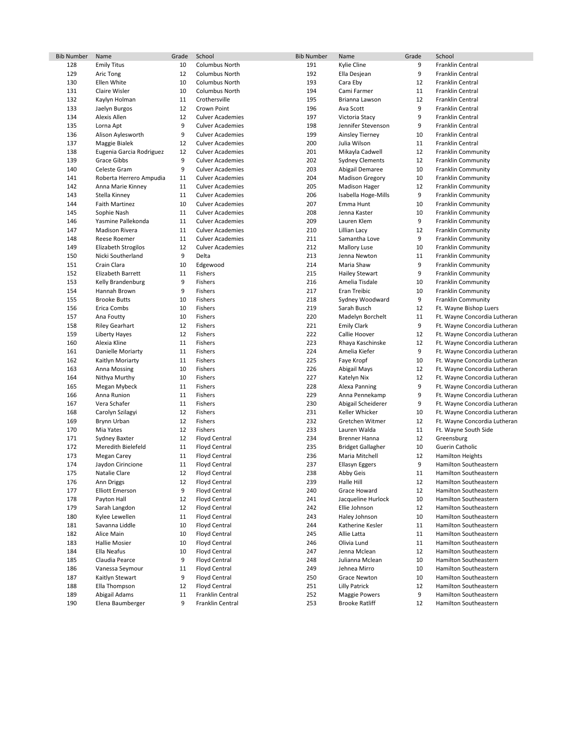| Bib Number | Name | Grade | School |
|---|---|---|---|
| 128 | Emily Titus | 10 | Columbus North |
| 129 | Aric Tong | 12 | Columbus North |
| 130 | Ellen White | 10 | Columbus North |
| 131 | Claire Wisler | 10 | Columbus North |
| 132 | Kaylyn Holman | 11 | Crothersville |
| 133 | Jaelyn Burgos | 12 | Crown Point |
| 134 | Alexis Allen | 12 | Culver Academies |
| 135 | Lorna Apt | 9 | Culver Academies |
| 136 | Alison Aylesworth | 9 | Culver Academies |
| 137 | Maggie Bialek | 12 | Culver Academies |
| 138 | Eugenia Garcia Rodriguez | 12 | Culver Academies |
| 139 | Grace Gibbs | 9 | Culver Academies |
| 140 | Celeste Gram | 9 | Culver Academies |
| 141 | Roberta Herrero Ampudia | 11 | Culver Academies |
| 142 | Anna Marie Kinney | 11 | Culver Academies |
| 143 | Stella Kinney | 11 | Culver Academies |
| 144 | Faith Martinez | 10 | Culver Academies |
| 145 | Sophie Nash | 11 | Culver Academies |
| 146 | Yasmine Pallekonda | 11 | Culver Academies |
| 147 | Madison Rivera | 11 | Culver Academies |
| 148 | Reese Roemer | 11 | Culver Academies |
| 149 | Elizabeth Strogilos | 12 | Culver Academies |
| 150 | Nicki Southerland | 9 | Delta |
| 151 | Crain Clara | 10 | Edgewood |
| 152 | Elizabeth Barrett | 11 | Fishers |
| 153 | Kelly Brandenburg | 9 | Fishers |
| 154 | Hannah Brown | 9 | Fishers |
| 155 | Brooke Butts | 10 | Fishers |
| 156 | Erica Combs | 10 | Fishers |
| 157 | Ana Foutty | 10 | Fishers |
| 158 | Riley Gearhart | 12 | Fishers |
| 159 | Liberty Hayes | 12 | Fishers |
| 160 | Alexia Kline | 11 | Fishers |
| 161 | Danielle Moriarty | 11 | Fishers |
| 162 | Kaitlyn Moriarty | 11 | Fishers |
| 163 | Anna Mossing | 10 | Fishers |
| 164 | Nithya Murthy | 10 | Fishers |
| 165 | Megan Mybeck | 11 | Fishers |
| 166 | Anna Runion | 11 | Fishers |
| 167 | Vera Schafer | 11 | Fishers |
| 168 | Carolyn Szilagyi | 12 | Fishers |
| 169 | Brynn Urban | 12 | Fishers |
| 170 | Mia Yates | 12 | Fishers |
| 171 | Sydney Baxter | 12 | Floyd Central |
| 172 | Meredith Bielefeld | 11 | Floyd Central |
| 173 | Megan Carey | 11 | Floyd Central |
| 174 | Jaydon Cirincione | 11 | Floyd Central |
| 175 | Natalie Clare | 12 | Floyd Central |
| 176 | Ann Driggs | 12 | Floyd Central |
| 177 | Elliott Emerson | 9 | Floyd Central |
| 178 | Payton Hall | 12 | Floyd Central |
| 179 | Sarah Langdon | 12 | Floyd Central |
| 180 | Kylee Lewellen | 11 | Floyd Central |
| 181 | Savanna Liddle | 10 | Floyd Central |
| 182 | Alice Main | 10 | Floyd Central |
| 183 | Hallie Mosier | 10 | Floyd Central |
| 184 | Ella Neafus | 10 | Floyd Central |
| 185 | Claudia Pearce | 9 | Floyd Central |
| 186 | Vanessa Seymour | 11 | Floyd Central |
| 187 | Kaitlyn Stewart | 9 | Floyd Central |
| 188 | Ella Thompson | 12 | Floyd Central |
| 189 | Abigail Adams | 11 | Franklin Central |
| 190 | Elena Baumberger | 9 | Franklin Central |
| 191 | Kylie Cline | 9 | Franklin Central |
| 192 | Ella Desjean | 9 | Franklin Central |
| 193 | Cara Eby | 12 | Franklin Central |
| 194 | Cami Farmer | 11 | Franklin Central |
| 195 | Brianna Lawson | 12 | Franklin Central |
| 196 | Ava Scott | 9 | Franklin Central |
| 197 | Victoria Stacy | 9 | Franklin Central |
| 198 | Jennifer Stevenson | 9 | Franklin Central |
| 199 | Ainsley Tierney | 10 | Franklin Central |
| 200 | Julia Wilson | 11 | Franklin Central |
| 201 | Mikayla Cadwell | 12 | Franklin Community |
| 202 | Sydney Clements | 12 | Franklin Community |
| 203 | Abigail Demaree | 10 | Franklin Community |
| 204 | Madison Gregory | 10 | Franklin Community |
| 205 | Madison Hager | 12 | Franklin Community |
| 206 | Isabella Hoge-Mills | 9 | Franklin Community |
| 207 | Emma Hunt | 10 | Franklin Community |
| 208 | Jenna Kaster | 10 | Franklin Community |
| 209 | Lauren Klem | 9 | Franklin Community |
| 210 | Lillian Lacy | 12 | Franklin Community |
| 211 | Samantha Love | 9 | Franklin Community |
| 212 | Mallory Luse | 10 | Franklin Community |
| 213 | Jenna Newton | 11 | Franklin Community |
| 214 | Maria Shaw | 9 | Franklin Community |
| 215 | Hailey Stewart | 9 | Franklin Community |
| 216 | Amelia Tisdale | 10 | Franklin Community |
| 217 | Eran Treibic | 10 | Franklin Community |
| 218 | Sydney Woodward | 9 | Franklin Community |
| 219 | Sarah Busch | 12 | Ft. Wayne Bishop Luers |
| 220 | Madelyn Borchelt | 11 | Ft. Wayne Concordia Lutheran |
| 221 | Emily Clark | 9 | Ft. Wayne Concordia Lutheran |
| 222 | Callie Hoover | 12 | Ft. Wayne Concordia Lutheran |
| 223 | Rhaya Kaschinske | 12 | Ft. Wayne Concordia Lutheran |
| 224 | Amelia Kiefer | 9 | Ft. Wayne Concordia Lutheran |
| 225 | Faye Kropf | 10 | Ft. Wayne Concordia Lutheran |
| 226 | Abigail Mays | 12 | Ft. Wayne Concordia Lutheran |
| 227 | Katelyn Nix | 12 | Ft. Wayne Concordia Lutheran |
| 228 | Alexa Panning | 9 | Ft. Wayne Concordia Lutheran |
| 229 | Anna Pennekamp | 9 | Ft. Wayne Concordia Lutheran |
| 230 | Abigail Scheiderer | 9 | Ft. Wayne Concordia Lutheran |
| 231 | Keller Whicker | 10 | Ft. Wayne Concordia Lutheran |
| 232 | Gretchen Witmer | 12 | Ft. Wayne Concordia Lutheran |
| 233 | Lauren Walda | 11 | Ft. Wayne South Side |
| 234 | Brenner Hanna | 12 | Greensburg |
| 235 | Bridget Gallagher | 10 | Guerin Catholic |
| 236 | Maria Mitchell | 12 | Hamilton Heights |
| 237 | Ellasyn Eggers | 9 | Hamilton Southeastern |
| 238 | Abby Geis | 11 | Hamilton Southeastern |
| 239 | Halle Hill | 12 | Hamilton Southeastern |
| 240 | Grace Howard | 12 | Hamilton Southeastern |
| 241 | Jacqueline Hurlock | 10 | Hamilton Southeastern |
| 242 | Ellie Johnson | 12 | Hamilton Southeastern |
| 243 | Haley Johnson | 10 | Hamilton Southeastern |
| 244 | Katherine Kesler | 11 | Hamilton Southeastern |
| 245 | Allie Latta | 11 | Hamilton Southeastern |
| 246 | Olivia Lund | 11 | Hamilton Southeastern |
| 247 | Jenna Mclean | 12 | Hamilton Southeastern |
| 248 | Julianna Mclean | 10 | Hamilton Southeastern |
| 249 | Jehnea Mirro | 10 | Hamilton Southeastern |
| 250 | Grace Newton | 10 | Hamilton Southeastern |
| 251 | Lilly Patrick | 12 | Hamilton Southeastern |
| 252 | Maggie Powers | 9 | Hamilton Southeastern |
| 253 | Brooke Ratliff | 12 | Hamilton Southeastern |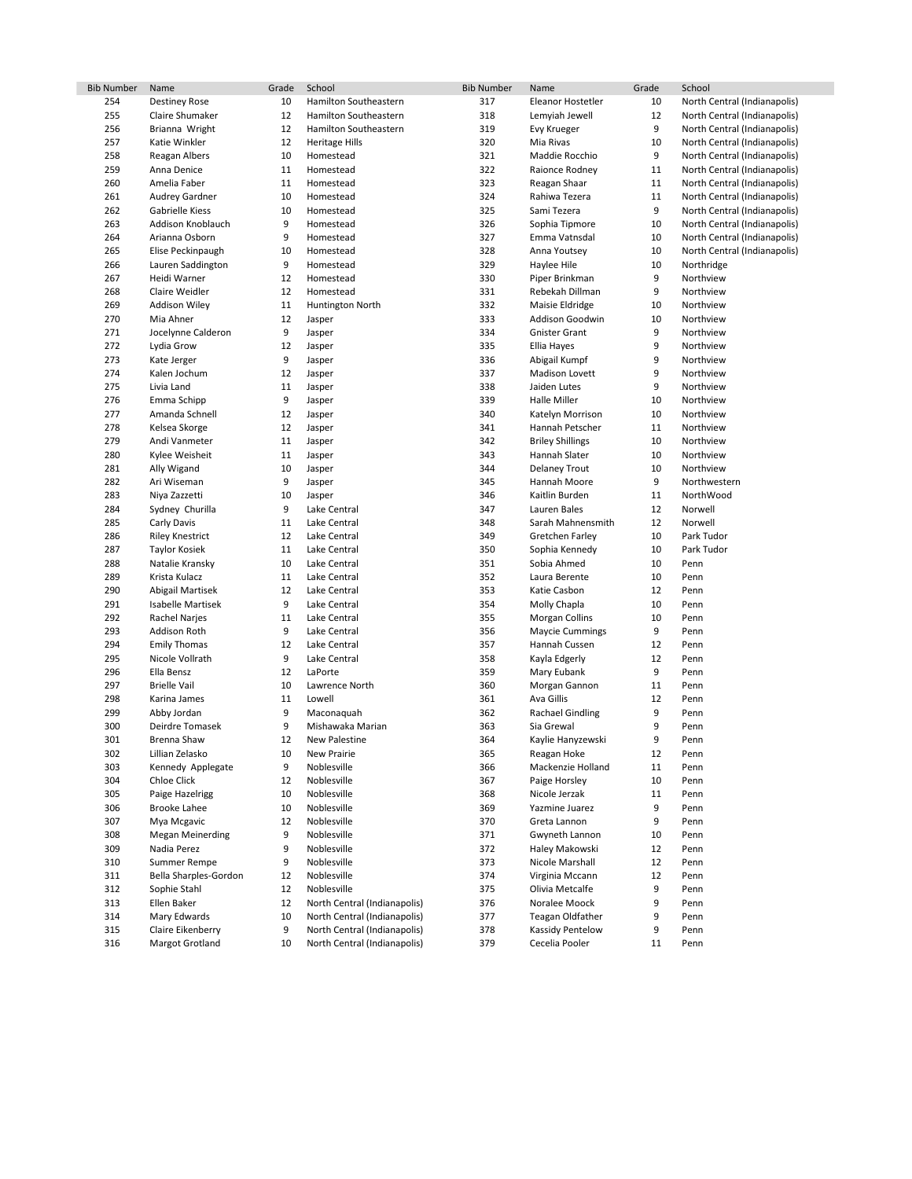| Bib Number | Name | Grade | School | Bib Number | Name | Grade | School |
|---|---|---|---|---|---|---|---|
| 254 | Destiney Rose | 10 | Hamilton Southeastern | 317 | Eleanor Hostetler | 10 | North Central (Indianapolis) |
| 255 | Claire Shumaker | 12 | Hamilton Southeastern | 318 | Lemyiah Jewell | 12 | North Central (Indianapolis) |
| 256 | Brianna Wright | 12 | Hamilton Southeastern | 319 | Evy Krueger | 9 | North Central (Indianapolis) |
| 257 | Katie Winkler | 12 | Heritage Hills | 320 | Mia Rivas | 10 | North Central (Indianapolis) |
| 258 | Reagan Albers | 10 | Homestead | 321 | Maddie Rocchio | 9 | North Central (Indianapolis) |
| 259 | Anna Denice | 11 | Homestead | 322 | Raionce Rodney | 11 | North Central (Indianapolis) |
| 260 | Amelia Faber | 11 | Homestead | 323 | Reagan Shaar | 11 | North Central (Indianapolis) |
| 261 | Audrey Gardner | 10 | Homestead | 324 | Rahiwa Tezera | 11 | North Central (Indianapolis) |
| 262 | Gabrielle Kiess | 10 | Homestead | 325 | Sami Tezera | 9 | North Central (Indianapolis) |
| 263 | Addison Knoblauch | 9 | Homestead | 326 | Sophia Tipmore | 10 | North Central (Indianapolis) |
| 264 | Arianna Osborn | 9 | Homestead | 327 | Emma Vatnsdal | 10 | North Central (Indianapolis) |
| 265 | Elise Peckinpaugh | 10 | Homestead | 328 | Anna Youtsey | 10 | North Central (Indianapolis) |
| 266 | Lauren Saddington | 9 | Homestead | 329 | Haylee Hile | 10 | Northridge |
| 267 | Heidi Warner | 12 | Homestead | 330 | Piper Brinkman | 9 | Northview |
| 268 | Claire Weidler | 12 | Homestead | 331 | Rebekah Dillman | 9 | Northview |
| 269 | Addison Wiley | 11 | Huntington North | 332 | Maisie Eldridge | 10 | Northview |
| 270 | Mia Ahner | 12 | Jasper | 333 | Addison Goodwin | 10 | Northview |
| 271 | Jocelynne Calderon | 9 | Jasper | 334 | Gnister Grant | 9 | Northview |
| 272 | Lydia Grow | 12 | Jasper | 335 | Ellia Hayes | 9 | Northview |
| 273 | Kate Jerger | 9 | Jasper | 336 | Abigail Kumpf | 9 | Northview |
| 274 | Kalen Jochum | 12 | Jasper | 337 | Madison Lovett | 9 | Northview |
| 275 | Livia Land | 11 | Jasper | 338 | Jaiden Lutes | 9 | Northview |
| 276 | Emma Schipp | 9 | Jasper | 339 | Halle Miller | 10 | Northview |
| 277 | Amanda Schnell | 12 | Jasper | 340 | Katelyn Morrison | 10 | Northview |
| 278 | Kelsea Skorge | 12 | Jasper | 341 | Hannah Petscher | 11 | Northview |
| 279 | Andi Vanmeter | 11 | Jasper | 342 | Briley Shillings | 10 | Northview |
| 280 | Kylee Weisheit | 11 | Jasper | 343 | Hannah Slater | 10 | Northview |
| 281 | Ally Wigand | 10 | Jasper | 344 | Delaney Trout | 10 | Northview |
| 282 | Ari Wiseman | 9 | Jasper | 345 | Hannah Moore | 9 | Northwestern |
| 283 | Niya Zazzetti | 10 | Jasper | 346 | Kaitlin Burden | 11 | NorthWood |
| 284 | Sydney Churilla | 9 | Lake Central | 347 | Lauren Bales | 12 | Norwell |
| 285 | Carly Davis | 11 | Lake Central | 348 | Sarah Mahnensmith | 12 | Norwell |
| 286 | Riley Knestrict | 12 | Lake Central | 349 | Gretchen Farley | 10 | Park Tudor |
| 287 | Taylor Kosiek | 11 | Lake Central | 350 | Sophia Kennedy | 10 | Park Tudor |
| 288 | Natalie Kransky | 10 | Lake Central | 351 | Sobia Ahmed | 10 | Penn |
| 289 | Krista Kulacz | 11 | Lake Central | 352 | Laura Berente | 10 | Penn |
| 290 | Abigail Martisek | 12 | Lake Central | 353 | Katie Casbon | 12 | Penn |
| 291 | Isabelle Martisek | 9 | Lake Central | 354 | Molly Chapla | 10 | Penn |
| 292 | Rachel Narjes | 11 | Lake Central | 355 | Morgan Collins | 10 | Penn |
| 293 | Addison Roth | 9 | Lake Central | 356 | Maycie Cummings | 9 | Penn |
| 294 | Emily Thomas | 12 | Lake Central | 357 | Hannah Cussen | 12 | Penn |
| 295 | Nicole Vollrath | 9 | Lake Central | 358 | Kayla Edgerly | 12 | Penn |
| 296 | Ella Bensz | 12 | LaPorte | 359 | Mary Eubank | 9 | Penn |
| 297 | Brielle Vail | 10 | Lawrence North | 360 | Morgan Gannon | 11 | Penn |
| 298 | Karina James | 11 | Lowell | 361 | Ava Gillis | 12 | Penn |
| 299 | Abby Jordan | 9 | Maconaquah | 362 | Rachael Gindling | 9 | Penn |
| 300 | Deirdre Tomasek | 9 | Mishawaka Marian | 363 | Sia Grewal | 9 | Penn |
| 301 | Brenna Shaw | 12 | New Palestine | 364 | Kaylie Hanyzewski | 9 | Penn |
| 302 | Lillian Zelasko | 10 | New Prairie | 365 | Reagan Hoke | 12 | Penn |
| 303 | Kennedy Applegate | 9 | Noblesville | 366 | Mackenzie Holland | 11 | Penn |
| 304 | Chloe Click | 12 | Noblesville | 367 | Paige Horsley | 10 | Penn |
| 305 | Paige Hazelrigg | 10 | Noblesville | 368 | Nicole Jerzak | 11 | Penn |
| 306 | Brooke Lahee | 10 | Noblesville | 369 | Yazmine Juarez | 9 | Penn |
| 307 | Mya Mcgavic | 12 | Noblesville | 370 | Greta Lannon | 9 | Penn |
| 308 | Megan Meinerding | 9 | Noblesville | 371 | Gwyneth Lannon | 10 | Penn |
| 309 | Nadia Perez | 9 | Noblesville | 372 | Haley Makowski | 12 | Penn |
| 310 | Summer Rempe | 9 | Noblesville | 373 | Nicole Marshall | 12 | Penn |
| 311 | Bella Sharples-Gordon | 12 | Noblesville | 374 | Virginia Mccann | 12 | Penn |
| 312 | Sophie Stahl | 12 | Noblesville | 375 | Olivia Metcalfe | 9 | Penn |
| 313 | Ellen Baker | 12 | North Central (Indianapolis) | 376 | Noralee Moock | 9 | Penn |
| 314 | Mary Edwards | 10 | North Central (Indianapolis) | 377 | Teagan Oldfather | 9 | Penn |
| 315 | Claire Eikenberry | 9 | North Central (Indianapolis) | 378 | Kassidy Pentelow | 9 | Penn |
| 316 | Margot Grotland | 10 | North Central (Indianapolis) | 379 | Cecelia Pooler | 11 | Penn |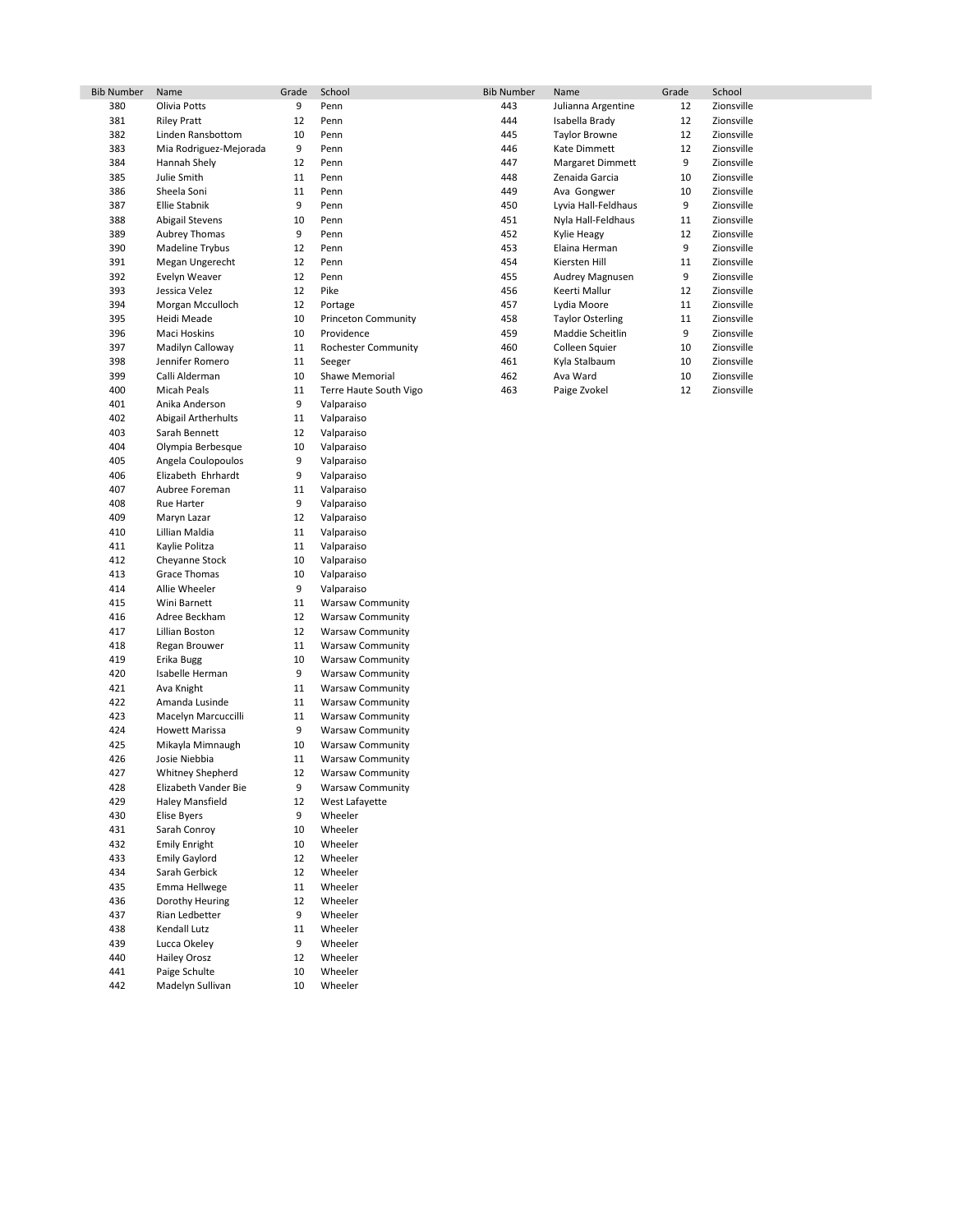| Bib Number | Name | Grade | School |
|---|---|---|---|
| 380 | Olivia Potts | 9 | Penn |
| 381 | Riley Pratt | 12 | Penn |
| 382 | Linden Ransbottom | 10 | Penn |
| 383 | Mia Rodriguez-Mejorada | 9 | Penn |
| 384 | Hannah Shely | 12 | Penn |
| 385 | Julie Smith | 11 | Penn |
| 386 | Sheela Soni | 11 | Penn |
| 387 | Ellie Stabnik | 9 | Penn |
| 388 | Abigail Stevens | 10 | Penn |
| 389 | Aubrey Thomas | 9 | Penn |
| 390 | Madeline Trybus | 12 | Penn |
| 391 | Megan Ungerecht | 12 | Penn |
| 392 | Evelyn Weaver | 12 | Penn |
| 393 | Jessica Velez | 12 | Pike |
| 394 | Morgan Mcculloch | 12 | Portage |
| 395 | Heidi Meade | 10 | Princeton Community |
| 396 | Maci Hoskins | 10 | Providence |
| 397 | Madilyn Calloway | 11 | Rochester Community |
| 398 | Jennifer Romero | 11 | Seeger |
| 399 | Calli Alderman | 10 | Shawe Memorial |
| 400 | Micah Peals | 11 | Terre Haute South Vigo |
| 401 | Anika Anderson | 9 | Valparaiso |
| 402 | Abigail Artherhults | 11 | Valparaiso |
| 403 | Sarah Bennett | 12 | Valparaiso |
| 404 | Olympia Berbesque | 10 | Valparaiso |
| 405 | Angela Coulopoulos | 9 | Valparaiso |
| 406 | Elizabeth Ehrhardt | 9 | Valparaiso |
| 407 | Aubree Foreman | 11 | Valparaiso |
| 408 | Rue Harter | 9 | Valparaiso |
| 409 | Maryn Lazar | 12 | Valparaiso |
| 410 | Lillian Maldia | 11 | Valparaiso |
| 411 | Kaylie Politza | 11 | Valparaiso |
| 412 | Cheyanne Stock | 10 | Valparaiso |
| 413 | Grace Thomas | 10 | Valparaiso |
| 414 | Allie Wheeler | 9 | Valparaiso |
| 415 | Wini Barnett | 11 | Warsaw Community |
| 416 | Adree Beckham | 12 | Warsaw Community |
| 417 | Lillian Boston | 12 | Warsaw Community |
| 418 | Regan Brouwer | 11 | Warsaw Community |
| 419 | Erika Bugg | 10 | Warsaw Community |
| 420 | Isabelle Herman | 9 | Warsaw Community |
| 421 | Ava Knight | 11 | Warsaw Community |
| 422 | Amanda Lusinde | 11 | Warsaw Community |
| 423 | Macelyn Marcuccilli | 11 | Warsaw Community |
| 424 | Howett Marissa | 9 | Warsaw Community |
| 425 | Mikayla Mimnaugh | 10 | Warsaw Community |
| 426 | Josie Niebbia | 11 | Warsaw Community |
| 427 | Whitney Shepherd | 12 | Warsaw Community |
| 428 | Elizabeth Vander Bie | 9 | Warsaw Community |
| 429 | Haley Mansfield | 12 | West Lafayette |
| 430 | Elise Byers | 9 | Wheeler |
| 431 | Sarah Conroy | 10 | Wheeler |
| 432 | Emily Enright | 10 | Wheeler |
| 433 | Emily Gaylord | 12 | Wheeler |
| 434 | Sarah Gerbick | 12 | Wheeler |
| 435 | Emma Hellwege | 11 | Wheeler |
| 436 | Dorothy Heuring | 12 | Wheeler |
| 437 | Rian Ledbetter | 9 | Wheeler |
| 438 | Kendall Lutz | 11 | Wheeler |
| 439 | Lucca Okeley | 9 | Wheeler |
| 440 | Hailey Orosz | 12 | Wheeler |
| 441 | Paige Schulte | 10 | Wheeler |
| 442 | Madelyn Sullivan | 10 | Wheeler |
| 443 | Julianna Argentine | 12 | Zionsville |
| 444 | Isabella Brady | 12 | Zionsville |
| 445 | Taylor Browne | 12 | Zionsville |
| 446 | Kate Dimmett | 12 | Zionsville |
| 447 | Margaret Dimmett | 9 | Zionsville |
| 448 | Zenaida Garcia | 10 | Zionsville |
| 449 | Ava Gongwer | 10 | Zionsville |
| 450 | Lyvia Hall-Feldhaus | 9 | Zionsville |
| 451 | Nyla Hall-Feldhaus | 11 | Zionsville |
| 452 | Kylie Heagy | 12 | Zionsville |
| 453 | Elaina Herman | 9 | Zionsville |
| 454 | Kiersten Hill | 11 | Zionsville |
| 455 | Audrey Magnusen | 9 | Zionsville |
| 456 | Keerti Mallur | 12 | Zionsville |
| 457 | Lydia Moore | 11 | Zionsville |
| 458 | Taylor Osterling | 11 | Zionsville |
| 459 | Maddie Scheitlin | 9 | Zionsville |
| 460 | Colleen Squier | 10 | Zionsville |
| 461 | Kyla Stalbaum | 10 | Zionsville |
| 462 | Ava Ward | 10 | Zionsville |
| 463 | Paige Zvokel | 12 | Zionsville |